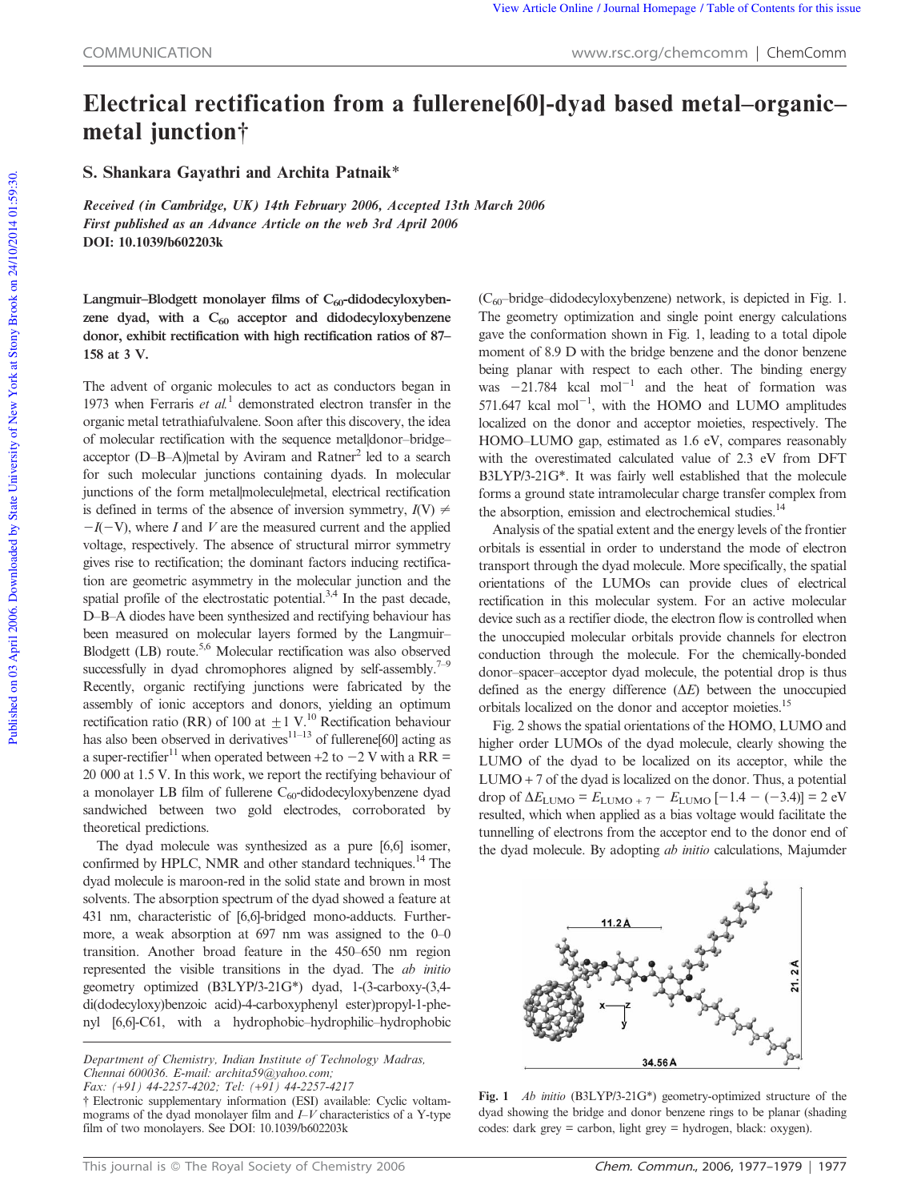COMMUNICATION

# Electrical rectification from a fullerene[60]-dyad based metal–organic–metal junction†

**S. Shankara Gayathri and Archita Patnaik***

*Received (in Cambridge, UK) 14th February 2006, Accepted 13th March 2006*
*First published as an Advance Article on the web 3rd April 2006*
**DOI: 10.1039/b602203k**

**Langmuir–Blodgett monolayer films of $C_{60}$-didodecyloxybenzene dyad, with a $C_{60}$ acceptor and didodecyloxybenzene donor, exhibit rectification with high rectification ratios of 87–158 at 3 V.**

The advent of organic molecules to act as conductors began in 1973 when Ferraris *et al.*[1] demonstrated electron transfer in the organic metal tetrathiafulvalene. Soon after this discovery, the idea of molecular rectification with the sequence metal|donor–bridge–acceptor (D–B–A)|metal by Aviram and Ratner[2] led to a search for such molecular junctions containing dyads. In molecular junctions of the form metal|molecule|metal, electrical rectification is defined in terms of the absence of inversion symmetry, $I(V) \neq -I(-V)$, where $I$ and $V$ are the measured current and the applied voltage, respectively. The absence of structural mirror symmetry gives rise to rectification; the dominant factors inducing rectification are geometric asymmetry in the molecular junction and the spatial profile of the electrostatic potential.[3,4] In the past decade, D–B–A diodes have been synthesized and rectifying behaviour has been measured on molecular layers formed by the Langmuir–Blodgett (LB) route.[5,6] Molecular rectification was also observed successfully in dyad chromophores aligned by self-assembly.[7–9] Recently, organic rectifying junctions were fabricated by the assembly of ionic acceptors and donors, yielding an optimum rectification ratio (RR) of 100 at ±1 V.[10] Rectification behaviour has also been observed in derivatives[11–13] of fullerene[60] acting as a super-rectifier[11] when operated between +2 to −2 V with a RR = 20 000 at 1.5 V. In this work, we report the rectifying behaviour of a monolayer LB film of fullerene $C_{60}$-didodecyloxybenzene dyad sandwiched between two gold electrodes, corroborated by theoretical predictions.

The dyad molecule was synthesized as a pure [6,6] isomer, confirmed by HPLC, NMR and other standard techniques.[14] The dyad molecule is maroon-red in the solid state and brown in most solvents. The absorption spectrum of the dyad showed a feature at 431 nm, characteristic of [6,6]-bridged mono-adducts. Furthermore, a weak absorption at 697 nm was assigned to the 0–0 transition. Another broad feature in the 450–650 nm region represented the visible transitions in the dyad. The *ab initio* geometry optimized (B3LYP/3-21G*) dyad, 1-(3-carboxy-(3,4-di(dodecyloxy)benzoic acid)-4-carboxyphenyl ester)propyl-1-phenyl [6,6]-C61, with a hydrophobic–hydrophilic–hydrophobic ($C_{60}$–bridge–didodecyloxybenzene) network, is depicted in Fig. 1. The geometry optimization and single point energy calculations gave the conformation shown in Fig. 1, leading to a total dipole moment of 8.9 D with the bridge benzene and the donor benzene being planar with respect to each other. The binding energy was −21.784 kcal mol$^{-1}$ and the heat of formation was 571.647 kcal mol$^{-1}$, with the HOMO and LUMO amplitudes localized on the donor and acceptor moieties, respectively. The HOMO–LUMO gap, estimated as 1.6 eV, compares reasonably with the overestimated calculated value of 2.3 eV from DFT B3LYP/3-21G*. It was fairly well established that the molecule forms a ground state intramolecular charge transfer complex from the absorption, emission and electrochemical studies.[14]

Analysis of the spatial extent and the energy levels of the frontier orbitals is essential in order to understand the mode of electron transport through the dyad molecule. More specifically, the spatial orientations of the LUMOs can provide clues of electrical rectification in this molecular system. For an active molecular device such as a rectifier diode, the electron flow is controlled when the unoccupied molecular orbitals provide channels for electron conduction through the molecule. For the chemically-bonded donor–spacer–acceptor dyad molecule, the potential drop is thus defined as the energy difference ($\Delta E$) between the unoccupied orbitals localized on the donor and acceptor moieties.[15]

Fig. 2 shows the spatial orientations of the HOMO, LUMO and higher order LUMOs of the dyad molecule, clearly showing the LUMO of the dyad to be localized on its acceptor, while the LUMO + 7 of the dyad is localized on the donor. Thus, a potential drop of $\Delta E_{\text{LUMO}} = E_{\text{LUMO}+7} - E_{\text{LUMO}}$ [−1.4 − (−3.4)] = 2 eV resulted, which when applied as a bias voltage would facilitate the tunnelling of electrons from the acceptor end to the donor end of the dyad molecule. By adopting *ab initio* calculations, Majumder

**Fig. 1** *Ab initio* (B3LYP/3-21G*) geometry-optimized structure of the dyad showing the bridge and donor benzene rings to be planar (shading codes: dark grey = carbon, light grey = hydrogen, black: oxygen).

*Department of Chemistry, Indian Institute of Technology Madras, Chennai 600036. E-mail: archita59@yahoo.com; Fax: (+91) 44-2257-4202; Tel: (+91) 44-2257-4217*

† Electronic supplementary information (ESI) available: Cyclic voltammograms of the dyad monolayer film and *I–V* characteristics of a Y-type film of two monolayers. See DOI: 10.1039/b602203k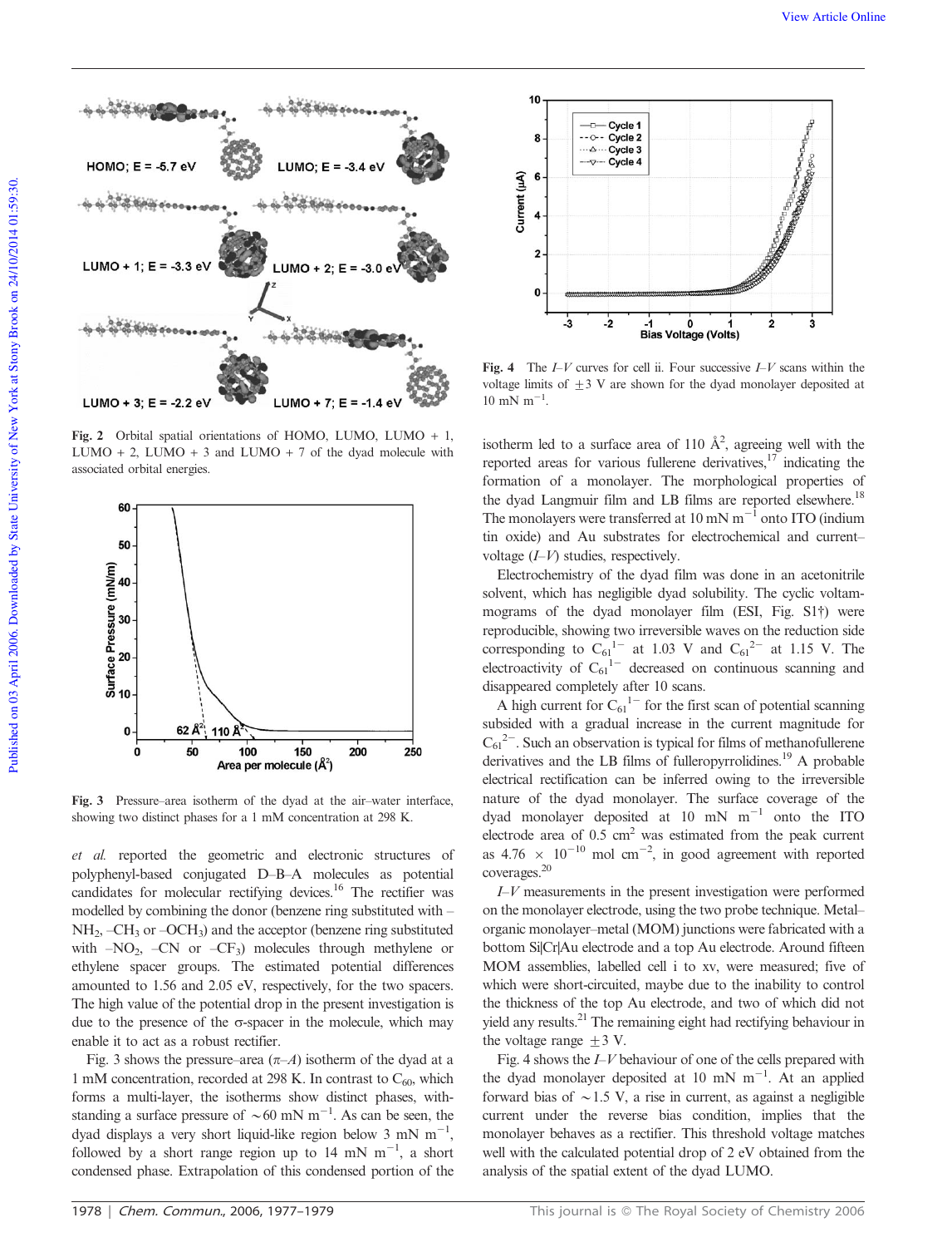Fig. 2 Orbital spatial orientations of HOMO, LUMO, LUMO + 1, LUMO + 2, LUMO + 3 and LUMO + 7 of the dyad molecule with associated orbital energies.

Fig. 3 Pressure–area isotherm of the dyad at the air–water interface, showing two distinct phases for a 1 mM concentration at 298 K.

*et al.* reported the geometric and electronic structures of polyphenyl-based conjugated D–B–A molecules as potential candidates for molecular rectifying devices.[16] The rectifier was modelled by combining the donor (benzene ring substituted with $-NH_2$, $-CH_3$ or $-OCH_3$) and the acceptor (benzene ring substituted with $-NO_2$, –CN or $-CF_3$) molecules through methylene or ethylene spacer groups. The estimated potential differences amounted to 1.56 and 2.05 eV, respectively, for the two spacers. The high value of the potential drop in the present investigation is due to the presence of the σ-spacer in the molecule, which may enable it to act as a robust rectifier.

Fig. 3 shows the pressure–area (π–*A*) isotherm of the dyad at a 1 mM concentration, recorded at 298 K. In contrast to $C_{60}$, which forms a multi-layer, the isotherms show distinct phases, withstanding a surface pressure of ~60 mN $m^{-1}$. As can be seen, the dyad displays a very short liquid-like region below 3 mN $m^{-1}$, followed by a short range region up to 14 mN $m^{-1}$, a short condensed phase. Extrapolation of this condensed portion of the isotherm led to a surface area of 110 Å$^2$, agreeing well with the reported areas for various fullerene derivatives,[17] indicating the formation of a monolayer. The morphological properties of the dyad Langmuir film and LB films are reported elsewhere.[18] The monolayers were transferred at 10 mN $m^{-1}$ onto ITO (indium tin oxide) and Au substrates for electrochemical and current–voltage (*I–V*) studies, respectively.

Electrochemistry of the dyad film was done in an acetonitrile solvent, which has negligible dyad solubility. The cyclic voltammograms of the dyad monolayer film (ESI, Fig. S1†) were reproducible, showing two irreversible waves on the reduction side corresponding to $C_{61}^{1-}$ at 1.03 V and $C_{61}^{2-}$ at 1.15 V. The electroactivity of $C_{61}^{1-}$ decreased on continuous scanning and disappeared completely after 10 scans.

A high current for $C_{61}^{1-}$ for the first scan of potential scanning subsided with a gradual increase in the current magnitude for $C_{61}^{2-}$. Such an observation is typical for films of methanofullerene derivatives and the LB films of fulleropyrrolidines.[19] A probable electrical rectification can be inferred owing to the irreversible nature of the dyad monolayer. The surface coverage of the dyad monolayer deposited at 10 mN $m^{-1}$ onto the ITO electrode area of 0.5 $cm^2$ was estimated from the peak current as $4.76 \times 10^{-10}$ mol $cm^{-2}$, in good agreement with reported coverages.[20]

*I–V* measurements in the present investigation were performed on the monolayer electrode, using the two probe technique. Metal–organic monolayer–metal (MOM) junctions were fabricated with a bottom Si|Cr|Au electrode and a top Au electrode. Around fifteen MOM assemblies, labelled cell i to xv, were measured; five of which were short-circuited, maybe due to the inability to control the thickness of the top Au electrode, and two of which did not yield any results.[21] The remaining eight had rectifying behaviour in the voltage range ±3 V.

Fig. 4 shows the *I–V* behaviour of one of the cells prepared with the dyad monolayer deposited at 10 mN $m^{-1}$. At an applied forward bias of ~1.5 V, a rise in current, as against a negligible current under the reverse bias condition, implies that the monolayer behaves as a rectifier. This threshold voltage matches well with the calculated potential drop of 2 eV obtained from the analysis of the spatial extent of the dyad LUMO.

Fig. 4 The *I–V* curves for cell ii. Four successive *I–V* scans within the voltage limits of ±3 V are shown for the dyad monolayer deposited at 10 mN $m^{-1}$.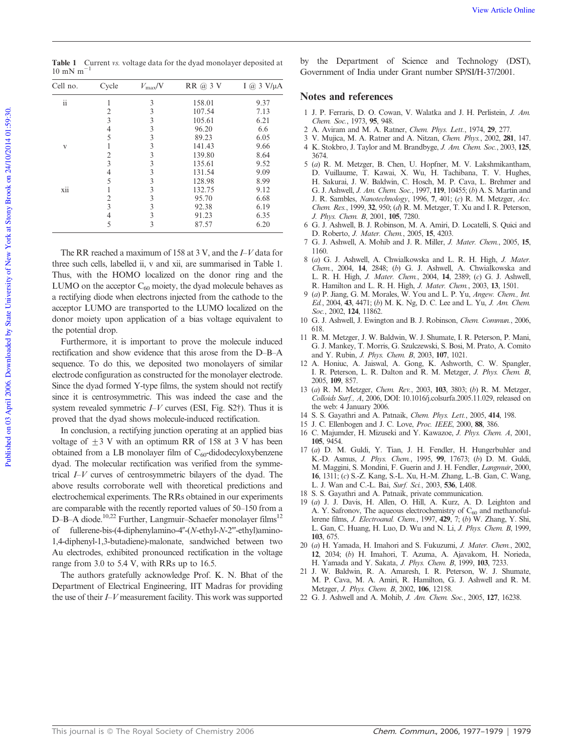**Table 1** Current *vs.* voltage data for the dyad monolayer deposited at 10 mN m$^{-1}$

| Cell no. | Cycle | $V_{max}$/V | RR @ 3 V | I @ 3 V/μA |
|---|---|---|---|---|
| ii | 1 | 3 | 158.01 | 9.37 |
| | 2 | 3 | 107.54 | 7.13 |
| | 3 | 3 | 105.61 | 6.21 |
| | 4 | 3 | 96.20 | 6.6 |
| | 5 | 3 | 89.23 | 6.05 |
| v | 1 | 3 | 141.43 | 9.66 |
| | 2 | 3 | 139.80 | 8.64 |
| | 3 | 3 | 135.61 | 9.52 |
| | 4 | 3 | 131.54 | 9.09 |
| | 5 | 3 | 128.98 | 8.99 |
| xii | 1 | 3 | 132.75 | 9.12 |
| | 2 | 3 | 95.70 | 6.68 |
| | 3 | 3 | 92.38 | 6.19 |
| | 4 | 3 | 91.23 | 6.35 |
| | 5 | 3 | 87.57 | 6.20 |

The RR reached a maximum of 158 at 3 V, and the *I*–*V* data for three such cells, labelled ii, v and xii, are summarised in Table 1. Thus, with the HOMO localized on the donor ring and the LUMO on the acceptor $C_{60}$ moiety, the dyad molecule behaves as a rectifying diode when electrons injected from the cathode to the acceptor LUMO are transported to the LUMO localized on the donor moiety upon application of a bias voltage equivalent to the potential drop.

Furthermore, it is important to prove the molecule induced rectification and show evidence that this arose from the D–B–A sequence. To do this, we deposited two monolayers of similar electrode configuration as constructed for the monolayer electrode. Since the dyad formed Y-type films, the system should not rectify since it is centrosymmetric. This was indeed the case and the system revealed symmetric *I*–*V* curves (ESI, Fig. S2†). Thus it is proved that the dyad shows molecule-induced rectification.

In conclusion, a rectifying junction operating at an applied bias voltage of $\pm$3 V with an optimum RR of 158 at 3 V has been obtained from a LB monolayer film of $C_{60}$-didodecyloxybenzene dyad. The molecular rectification was verified from the symmetrical *I*–*V* curves of centrosymmetric bilayers of the dyad. The above results corroborate well with theoretical predictions and electrochemical experiments. The RRs obtained in our experiments are comparable with the recently reported values of 50–150 from a D–B–A diode.[10,22] Further, Langmuir–Schaefer monolayer films[12] of fullerene-bis-(4-diphenylamino-4″-(*N*-ethyl-*N*-2‴-ethyl)amino-1,4-diphenyl-1,3-butadiene)-malonate, sandwiched between two Au electrodes, exhibited pronounced rectification in the voltage range from 3.0 to 5.4 V, with RRs up to 16.5.

The authors gratefully acknowledge Prof. K. N. Bhat of the Department of Electrical Engineering, IIT Madras for providing the use of their *I*–*V* measurement facility. This work was supported by the Department of Science and Technology (DST), Government of India under Grant number SP/SI/H-37/2001.

## Notes and references

1. J. P. Ferraris, D. O. Cowan, V. Walatka and J. H. Perlistein, *J. Am. Chem. Soc.*, 1973, **95**, 948.
2. A. Aviram and M. A. Ratner, *Chem. Phys. Lett.*, 1974, **29**, 277.
3. V. Mujica, M. A. Ratner and A. Nitzan, *Chem. Phys.*, 2002, **281**, 147.
4. K. Stokbro, J. Taylor and M. Brandbyge, *J. Am. Chem. Soc.*, 2003, **125**, 3674.
5. (*a*) R. M. Metzger, B. Chen, U. Hopfner, M. V. Lakshmikantham, D. Vuillaume, T. Kawai, X. Wu, H. Tachibana, T. V. Hughes, H. Sakurai, J. W. Baldwin, C. Hosch, M. P. Cava, L. Brehmer and G. J. Ashwell, *J. Am. Chem. Soc.*, 1997, **119**, 10455; (*b*) A. S. Martin and J. R. Sambles, *Nanotechnology*, 1996, **7**, 401; (*c*) R. M. Metzger, *Acc. Chem. Res.*, 1999, **32**, 950; (*d*) R. M. Metzger, T. Xu and I. R. Peterson, *J. Phys. Chem. B*, 2001, **105**, 7280.
6. G. J. Ashwell, B. J. Robinson, M. A. Amiri, D. Locatelli, S. Quici and D. Roberto, *J. Mater. Chem.*, 2005, **15**, 4203.
7. G. J. Ashwell, A. Mohib and J. R. Miller, *J. Mater. Chem.*, 2005, **15**, 1160.
8. (*a*) G. J. Ashwell, A. Chwialkowska and L. R. H. High, *J. Mater. Chem.*, 2004, **14**, 2848; (*b*) G. J. Ashwell, A. Chwialkowska and L. R. H. High, *J. Mater. Chem.*, 2004, **14**, 2389; (*c*) G. J. Ashwell, R. Hamilton and L. R. H. High, *J. Mater. Chem.*, 2003, **13**, 1501.
9. (*a*) P. Jiang, G. M. Morales, W. You and L. P. Yu, *Angew. Chem., Int. Ed.*, 2004, **43**, 4471; (*b*) M. K. Ng, D. C. Lee and L. Yu, *J. Am. Chem. Soc.*, 2002, **124**, 11862.
10. G. J. Ashwell, J. Ewington and B. J. Robinson, *Chem. Commun.*, 2006, 618.
11. R. M. Metzger, J. W. Baldwin, W. J. Shumate, I. R. Peterson, P. Mani, G. J. Mankey, T. Morris, G. Szulczewski, S. Bosi, M. Prato, A. Comito and Y. Rubin, *J. Phys. Chem. B*, 2003, **107**, 1021.
12. A. Honiuc, A. Jaiswal, A. Gong, K. Ashworth, C. W. Spangler, I. R. Peterson, L. R. Dalton and R. M. Metzger, *J. Phys. Chem. B*, 2005, **109**, 857.
13. (*a*) R. M. Metzger, *Chem. Rev.*, 2003, **103**, 3803; (*b*) R. M. Metzger, *Colloids Surf., A*, 2006, DOI: 10.1016/j.colsurfa.2005.11.029, released on the web: 4 January 2006.
14. S. S. Gayathri and A. Patnaik, *Chem. Phys. Lett.*, 2005, **414**, 198.
15. J. C. Ellenbogen and J. C. Love, *Proc. IEEE*, 2000, **88**, 386.
16. C. Majumder, H. Mizuseki and Y. Kawazoe, *J. Phys. Chem. A*, 2001, **105**, 9454.
17. (*a*) D. M. Guldi, Y. Tian, J. H. Fendler, H. Hungerbuhler and K.-D. Asmus, *J. Phys. Chem.*, 1995, **99**, 17673; (*b*) D. M. Guldi, M. Maggini, S. Mondini, F. Guerin and J. H. Fendler, *Langmuir*, 2000, **16**, 1311; (*c*) S.-Z. Kang, S.-L. Xu, H.-M. Zhang, L.-B. Gan, C. Wang, L. J. Wan and C.-L. Bai, *Surf. Sci.*, 2003, **536**, L408.
18. S. S. Gayathri and A. Patnaik, private communication.
19. (*a*) J. J. Davis, H. Allen, O. Hill, A. Kurz, A. D. Leighton and A. Y. Safronov, The aqueous electrochemistry of $C_{60}$ and methanofullerene films, *J. Electroanal. Chem.*, 1997, **429**, 7; (*b*) W. Zhang, Y. Shi, L. Gan, C. Huang, H. Luo, D. Wu and N. Li, *J. Phys. Chem. B*, 1999, **103**, 675.
20. (*a*) H. Yamada, H. Imahori and S. Fukuzumi, *J. Mater. Chem.*, 2002, **12**, 2034; (*b*) H. Imahori, T. Azuma, A. Ajavakom, H. Norieda, H. Yamada and Y. Sakata, *J. Phys. Chem. B*, 1999, **103**, 7233.
21. J. W. Baldwin, R. A. Amaresh, I. R. Peterson, W. J. Shumate, M. P. Cava, M. A. Amiri, R. Hamilton, G. J. Ashwell and R. M. Metzger, *J. Phys. Chem. B*, 2002, **106**, 12158.
22. G. J. Ashwell and A. Mohib, *J. Am. Chem. Soc.*, 2005, **127**, 16238.